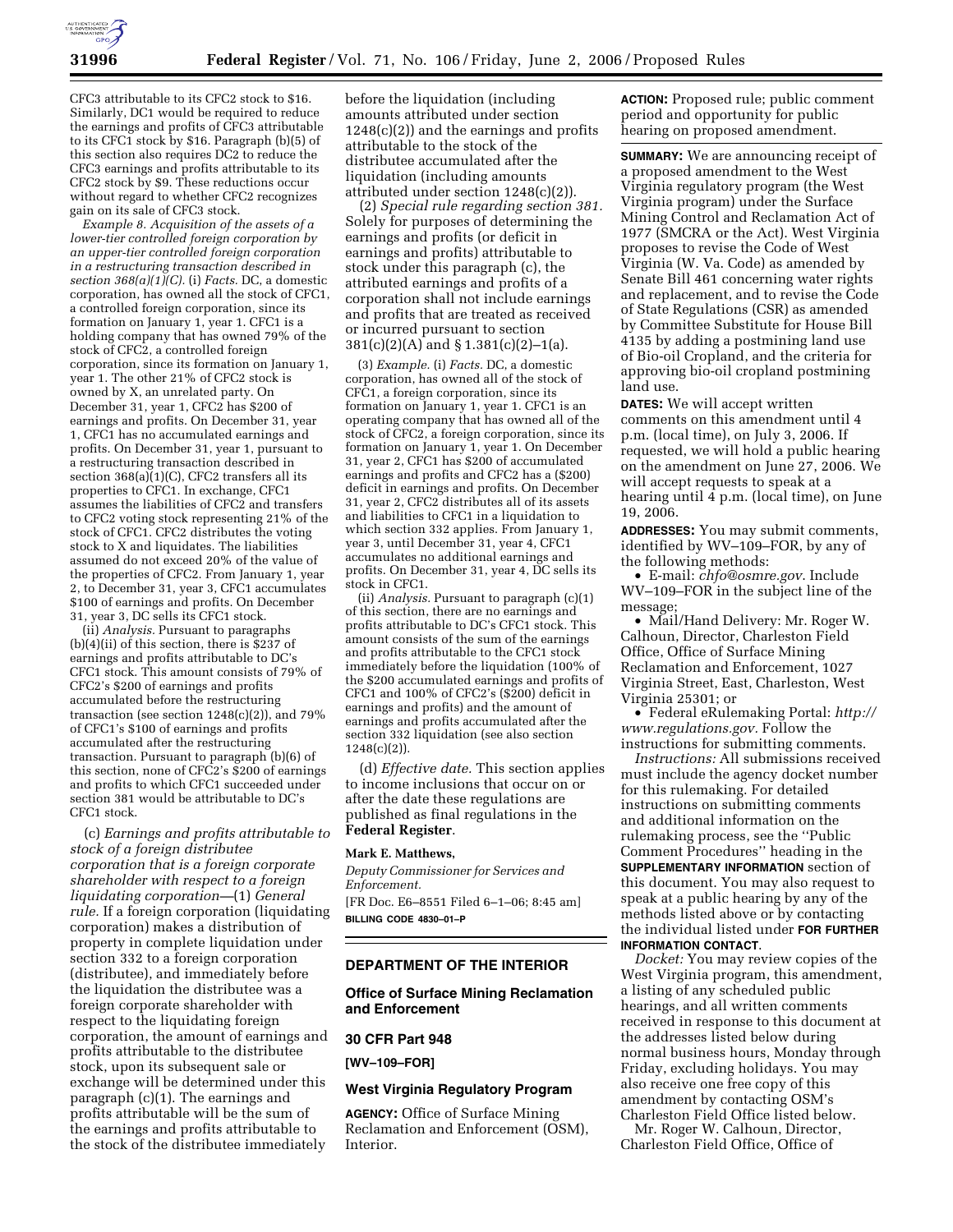CFC3 attributable to its CFC2 stock to $16. Similarly, DC1 would be required to reduce the earnings and profits of CFC3 attributable to its CFC1 stock by $16. Paragraph (b)(5) of this section also requires DC2 to reduce the CFC3 earnings and profits attributable to its CFC2 stock by $9. These reductions occur without regard to whether CFC2 recognizes gain on its sale of CFC3 stock.

*Example 8. Acquisition of the assets of a lower-tier controlled foreign corporation by an upper-tier controlled foreign corporation in a restructuring transaction described in section 368(a)(1)(C).* (i) *Facts.* DC, a domestic corporation, has owned all the stock of CFC1, a controlled foreign corporation, since its formation on January 1, year 1. CFC1 is a holding company that has owned 79% of the stock of CFC2, a controlled foreign corporation, since its formation on January 1, year 1. The other 21% of CFC2 stock is owned by X, an unrelated party. On December 31, year 1, CFC2 has $200 of earnings and profits. On December 31, year 1, CFC1 has no accumulated earnings and profits. On December 31, year 1, pursuant to a restructuring transaction described in section 368(a)(1)(C), CFC2 transfers all its properties to CFC1. In exchange, CFC1 assumes the liabilities of CFC2 and transfers to CFC2 voting stock representing 21% of the stock of CFC1. CFC2 distributes the voting stock to X and liquidates. The liabilities assumed do not exceed 20% of the value of the properties of CFC2. From January 1, year 2, to December 31, year 3, CFC1 accumulates $100 of earnings and profits. On December 31, year 3, DC sells its CFC1 stock.

(ii) *Analysis.* Pursuant to paragraphs (b)(4)(ii) of this section, there is $237 of earnings and profits attributable to DC's CFC1 stock. This amount consists of 79% of CFC2's $200 of earnings and profits accumulated before the restructuring transaction (see section 1248(c)(2)), and 79% of CFC1's $100 of earnings and profits accumulated after the restructuring transaction. Pursuant to paragraph (b)(6) of this section, none of CFC2's $200 of earnings and profits to which CFC1 succeeded under section 381 would be attributable to DC's CFC1 stock.

(c) *Earnings and profits attributable to stock of a foreign distributee corporation that is a foreign corporate shareholder with respect to a foreign liquidating corporation*—(1) *General rule.* If a foreign corporation (liquidating corporation) makes a distribution of property in complete liquidation under section 332 to a foreign corporation (distributee), and immediately before the liquidation the distributee was a foreign corporate shareholder with respect to the liquidating foreign corporation, the amount of earnings and profits attributable to the distributee stock, upon its subsequent sale or exchange will be determined under this paragraph (c)(1). The earnings and profits attributable will be the sum of the earnings and profits attributable to the stock of the distributee immediately before the liquidation (including amounts attributed under section 1248(c)(2)) and the earnings and profits attributable to the stock of the distributee accumulated after the liquidation (including amounts attributed under section 1248(c)(2)).

(2) *Special rule regarding section 381.* Solely for purposes of determining the earnings and profits (or deficit in earnings and profits) attributable to stock under this paragraph (c), the attributed earnings and profits of a corporation shall not include earnings and profits that are treated as received or incurred pursuant to section 381(c)(2)(A) and § 1.381(c)(2)–1(a).

(3) *Example.* (i) *Facts.* DC, a domestic corporation, has owned all of the stock of CFC1, a foreign corporation, since its formation on January 1, year 1. CFC1 is an operating company that has owned all of the stock of CFC2, a foreign corporation, since its formation on January 1, year 1. On December 31, year 2, CFC1 has $200 of accumulated earnings and profits and CFC2 has a ($200) deficit in earnings and profits. On December 31, year 2, CFC2 distributes all of its assets and liabilities to CFC1 in a liquidation to which section 332 applies. From January 1, year 3, until December 31, year 4, CFC1 accumulates no additional earnings and profits. On December 31, year 4, DC sells its stock in CFC1.

(ii) *Analysis.* Pursuant to paragraph (c)(1) of this section, there are no earnings and profits attributable to DC's CFC1 stock. This amount consists of the sum of the earnings and profits attributable to the CFC1 stock immediately before the liquidation (100% of the $200 accumulated earnings and profits of CFC1 and 100% of CFC2's ($200) deficit in earnings and profits) and the amount of earnings and profits accumulated after the section 332 liquidation (see also section 1248(c)(2)).

(d) *Effective date.* This section applies to income inclusions that occur on or after the date these regulations are published as final regulations in the **Federal Register**.

**Mark E. Matthews,**

*Deputy Commissioner for Services and Enforcement.*

[FR Doc. E6–8551 Filed 6–1–06; 8:45 am]

**BILLING CODE 4830–01–P**

---

## DEPARTMENT OF THE INTERIOR

### Office of Surface Mining Reclamation and Enforcement

### 30 CFR Part 948

**[WV–109–FOR]**

### West Virginia Regulatory Program

**AGENCY:** Office of Surface Mining Reclamation and Enforcement (OSM), Interior.

**ACTION:** Proposed rule; public comment period and opportunity for public hearing on proposed amendment.

**SUMMARY:** We are announcing receipt of a proposed amendment to the West Virginia regulatory program (the West Virginia program) under the Surface Mining Control and Reclamation Act of 1977 (SMCRA or the Act). West Virginia proposes to revise the Code of West Virginia (W. Va. Code) as amended by Senate Bill 461 concerning water rights and replacement, and to revise the Code of State Regulations (CSR) as amended by Committee Substitute for House Bill 4135 by adding a postmining land use of Bio-oil Cropland, and the criteria for approving bio-oil cropland postmining land use.

**DATES:** We will accept written comments on this amendment until 4 p.m. (local time), on July 3, 2006. If requested, we will hold a public hearing on the amendment on June 27, 2006. We will accept requests to speak at a hearing until 4 p.m. (local time), on June 19, 2006.

**ADDRESSES:** You may submit comments, identified by WV–109–FOR, by any of the following methods:

- E-mail: *chfo@osmre.gov*. Include WV–109–FOR in the subject line of the message;
- Mail/Hand Delivery: Mr. Roger W. Calhoun, Director, Charleston Field Office, Office of Surface Mining Reclamation and Enforcement, 1027 Virginia Street, East, Charleston, West Virginia 25301; or
- Federal eRulemaking Portal: *http://www.regulations.gov*. Follow the instructions for submitting comments.

*Instructions:* All submissions received must include the agency docket number for this rulemaking. For detailed instructions on submitting comments and additional information on the rulemaking process, see the "Public Comment Procedures" heading in the **SUPPLEMENTARY INFORMATION** section of this document. You may also request to speak at a public hearing by any of the methods listed above or by contacting the individual listed under **FOR FURTHER INFORMATION CONTACT**.

*Docket:* You may review copies of the West Virginia program, this amendment, a listing of any scheduled public hearings, and all written comments received in response to this document at the addresses listed below during normal business hours, Monday through Friday, excluding holidays. You may also receive one free copy of this amendment by contacting OSM's Charleston Field Office listed below.

Mr. Roger W. Calhoun, Director, Charleston Field Office, Office of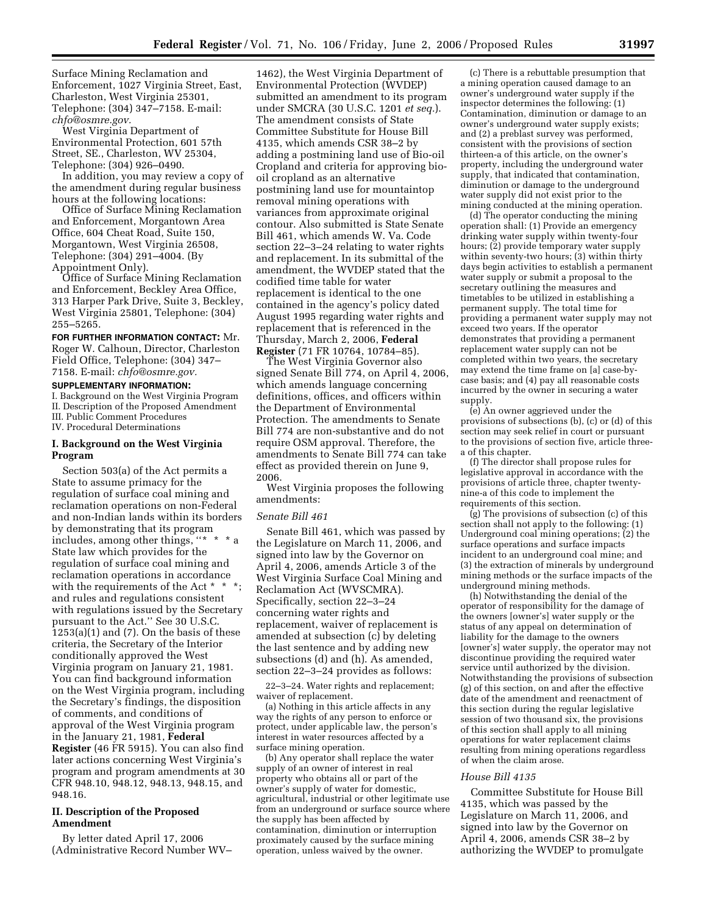Surface Mining Reclamation and Enforcement, 1027 Virginia Street, East, Charleston, West Virginia 25301, Telephone: (304) 347–7158. E-mail: *chfo@osmre.gov.*

West Virginia Department of Environmental Protection, 601 57th Street, SE., Charleston, WV 25304, Telephone: (304) 926–0490.

In addition, you may review a copy of the amendment during regular business hours at the following locations:

Office of Surface Mining Reclamation and Enforcement, Morgantown Area Office, 604 Cheat Road, Suite 150, Morgantown, West Virginia 26508, Telephone: (304) 291–4004. (By Appointment Only).

Office of Surface Mining Reclamation and Enforcement, Beckley Area Office, 313 Harper Park Drive, Suite 3, Beckley, West Virginia 25801, Telephone: (304) 255–5265.

**FOR FURTHER INFORMATION CONTACT:** Mr. Roger W. Calhoun, Director, Charleston Field Office, Telephone: (304) 347–7158. E-mail: *chfo@osmre.gov.*

**SUPPLEMENTARY INFORMATION:**

I. Background on the West Virginia Program
II. Description of the Proposed Amendment
III. Public Comment Procedures
IV. Procedural Determinations

## I. Background on the West Virginia Program

Section 503(a) of the Act permits a State to assume primacy for the regulation of surface coal mining and reclamation operations on non-Federal and non-Indian lands within its borders by demonstrating that its program includes, among other things, "* * * a State law which provides for the regulation of surface coal mining and reclamation operations in accordance with the requirements of the Act * * *; and rules and regulations consistent with regulations issued by the Secretary pursuant to the Act." See 30 U.S.C. 1253(a)(1) and (7). On the basis of these criteria, the Secretary of the Interior conditionally approved the West Virginia program on January 21, 1981. You can find background information on the West Virginia program, including the Secretary's findings, the disposition of comments, and conditions of approval of the West Virginia program in the January 21, 1981, **Federal Register** (46 FR 5915). You can also find later actions concerning West Virginia's program and program amendments at 30 CFR 948.10, 948.12, 948.13, 948.15, and 948.16.

## II. Description of the Proposed Amendment

By letter dated April 17, 2006 (Administrative Record Number WV–1462), the West Virginia Department of Environmental Protection (WVDEP) submitted an amendment to its program under SMCRA (30 U.S.C. 1201 *et seq.*). The amendment consists of State Committee Substitute for House Bill 4135, which amends CSR 38–2 by adding a postmining land use of Bio-oil Cropland and criteria for approving bio-oil cropland as an alternative postmining land use for mountaintop removal mining operations with variances from approximate original contour. Also submitted is State Senate Bill 461, which amends W. Va. Code section 22–3–24 relating to water rights and replacement. In its submittal of the amendment, the WVDEP stated that the codified time table for water replacement is identical to the one contained in the agency's policy dated August 1995 regarding water rights and replacement that is referenced in the Thursday, March 2, 2006, **Federal Register** (71 FR 10764, 10784–85).

The West Virginia Governor also signed Senate Bill 774, on April 4, 2006, which amends language concerning definitions, offices, and officers within the Department of Environmental Protection. The amendments to Senate Bill 774 are non-substantive and do not require OSM approval. Therefore, the amendments to Senate Bill 774 can take effect as provided therein on June 9, 2006.

West Virginia proposes the following amendments:

### *Senate Bill 461*

Senate Bill 461, which was passed by the Legislature on March 11, 2006, and signed into law by the Governor on April 4, 2006, amends Article 3 of the West Virginia Surface Coal Mining and Reclamation Act (WVSCMRA). Specifically, section 22–3–24 concerning water rights and replacement, waiver of replacement is amended at subsection (c) by deleting the last sentence and by adding new subsections (d) and (h). As amended, section 22–3–24 provides as follows:

22–3–24. Water rights and replacement; waiver of replacement.

(a) Nothing in this article affects in any way the rights of any person to enforce or protect, under applicable law, the person's interest in water resources affected by a surface mining operation.

(b) Any operator shall replace the water supply of an owner of interest in real property who obtains all or part of the owner's supply of water for domestic, agricultural, industrial or other legitimate use from an underground or surface source where the supply has been affected by contamination, diminution or interruption proximately caused by the surface mining operation, unless waived by the owner.

(c) There is a rebuttable presumption that a mining operation caused damage to an owner's underground water supply if the inspector determines the following: (1) Contamination, diminution or damage to an owner's underground water supply exists; and (2) a preblast survey was performed, consistent with the provisions of section thirteen-a of this article, on the owner's property, including the underground water supply, that indicated that contamination, diminution or damage to the underground water supply did not exist prior to the mining conducted at the mining operation.

(d) The operator conducting the mining operation shall: (1) Provide an emergency drinking water supply within twenty-four hours; (2) provide temporary water supply within seventy-two hours; (3) within thirty days begin activities to establish a permanent water supply or submit a proposal to the secretary outlining the measures and timetables to be utilized in establishing a permanent supply. The total time for providing a permanent water supply may not exceed two years. If the operator demonstrates that providing a permanent replacement water supply can not be completed within two years, the secretary may extend the time frame on [a] case-by-case basis; and (4) pay all reasonable costs incurred by the owner in securing a water supply.

(e) An owner aggrieved under the provisions of subsections (b), (c) or (d) of this section may seek relief in court or pursuant to the provisions of section five, article three-a of this chapter.

(f) The director shall propose rules for legislative approval in accordance with the provisions of article three, chapter twenty-nine-a of this code to implement the requirements of this section.

(g) The provisions of subsection (c) of this section shall not apply to the following: (1) Underground coal mining operations; (2) the surface operations and surface impacts incident to an underground coal mine; and (3) the extraction of minerals by underground mining methods or the surface impacts of the underground mining methods.

(h) Notwithstanding the denial of the operator of responsibility for the damage of the owners [owner's] water supply or the status of any appeal on determination of liability for the damage to the owners [owner's] water supply, the operator may not discontinue providing the required water service until authorized by the division. Notwithstanding the provisions of subsection (g) of this section, on and after the effective date of the amendment and reenactment of this section during the regular legislative session of two thousand six, the provisions of this section shall apply to all mining operations for water replacement claims resulting from mining operations regardless of when the claim arose.

### *House Bill 4135*

Committee Substitute for House Bill 4135, which was passed by the Legislature on March 11, 2006, and signed into law by the Governor on April 4, 2006, amends CSR 38–2 by authorizing the WVDEP to promulgate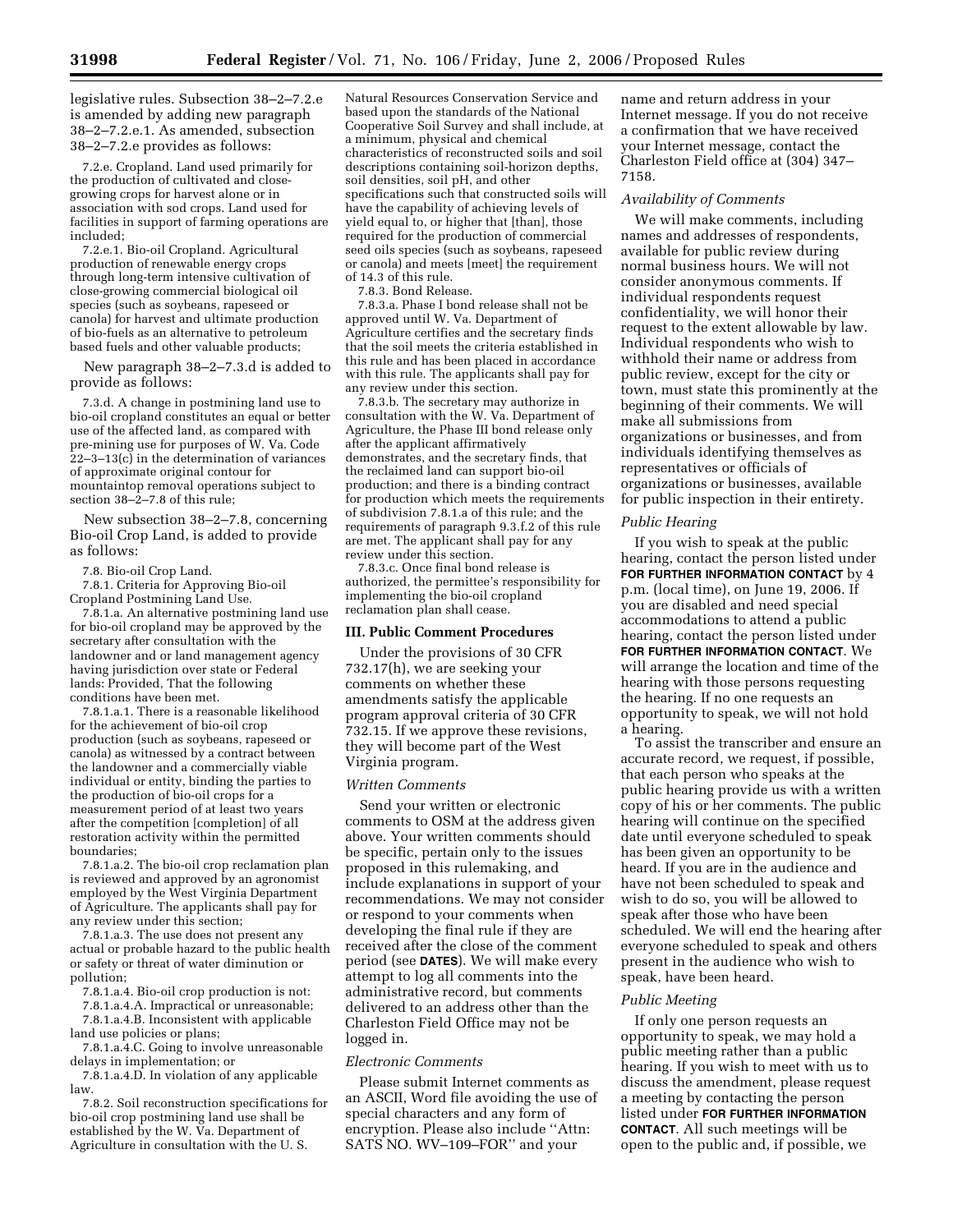legislative rules. Subsection 38–2–7.2.e is amended by adding new paragraph 38–2–7.2.e.1. As amended, subsection 38–2–7.2.e provides as follows:

7.2.e. Cropland. Land used primarily for the production of cultivated and close-growing crops for harvest alone or in association with sod crops. Land used for facilities in support of farming operations are included;

7.2.e.1. Bio-oil Cropland. Agricultural production of renewable energy crops through long-term intensive cultivation of close-growing commercial biological oil species (such as soybeans, rapeseed or canola) for harvest and ultimate production of bio-fuels as an alternative to petroleum based fuels and other valuable products;

New paragraph 38–2–7.3.d is added to provide as follows:

7.3.d. A change in postmining land use to bio-oil cropland constitutes an equal or better use of the affected land, as compared with pre-mining use for purposes of W. Va. Code 22–3–13(c) in the determination of variances of approximate original contour for mountaintop removal operations subject to section 38–2–7.8 of this rule;

New subsection 38–2–7.8, concerning Bio-oil Crop Land, is added to provide as follows:

7.8. Bio-oil Crop Land.

7.8.1. Criteria for Approving Bio-oil Cropland Postmining Land Use.

7.8.1.a. An alternative postmining land use for bio-oil cropland may be approved by the secretary after consultation with the landowner and or land management agency having jurisdiction over state or Federal lands: Provided, That the following conditions have been met.

7.8.1.a.1. There is a reasonable likelihood for the achievement of bio-oil crop production (such as soybeans, rapeseed or canola) as witnessed by a contract between the landowner and a commercially viable individual or entity, binding the parties to the production of bio-oil crops for a measurement period of at least two years after the competition [completion] of all restoration activity within the permitted boundaries;

7.8.1.a.2. The bio-oil crop reclamation plan is reviewed and approved by an agronomist employed by the West Virginia Department of Agriculture. The applicants shall pay for any review under this section;

7.8.1.a.3. The use does not present any actual or probable hazard to the public health or safety or threat of water diminution or pollution;

7.8.1.a.4. Bio-oil crop production is not:

7.8.1.a.4.A. Impractical or unreasonable;

7.8.1.a.4.B. Inconsistent with applicable land use policies or plans;

7.8.1.a.4.C. Going to involve unreasonable delays in implementation; or

7.8.1.a.4.D. In violation of any applicable law.

7.8.2. Soil reconstruction specifications for bio-oil crop postmining land use shall be established by the W. Va. Department of Agriculture in consultation with the U. S. Natural Resources Conservation Service and based upon the standards of the National Cooperative Soil Survey and shall include, at a minimum, physical and chemical characteristics of reconstructed soils and soil descriptions containing soil-horizon depths, soil densities, soil pH, and other specifications such that constructed soils will have the capability of achieving levels of yield equal to, or higher that [than], those required for the production of commercial seed oils species (such as soybeans, rapeseed or canola) and meets [meet] the requirement of 14.3 of this rule.

7.8.3. Bond Release.

7.8.3.a. Phase I bond release shall not be approved until W. Va. Department of Agriculture certifies and the secretary finds that the soil meets the criteria established in this rule and has been placed in accordance with this rule. The applicants shall pay for any review under this section.

7.8.3.b. The secretary may authorize in consultation with the W. Va. Department of Agriculture, the Phase III bond release only after the applicant affirmatively demonstrates, and the secretary finds, that the reclaimed land can support bio-oil production; and there is a binding contract for production which meets the requirements of subdivision 7.8.1.a of this rule; and the requirements of paragraph 9.3.f.2 of this rule are met. The applicant shall pay for any review under this section.

7.8.3.c. Once final bond release is authorized, the permittee's responsibility for implementing the bio-oil cropland reclamation plan shall cease.

## III. Public Comment Procedures

Under the provisions of 30 CFR 732.17(h), we are seeking your comments on whether these amendments satisfy the applicable program approval criteria of 30 CFR 732.15. If we approve these revisions, they will become part of the West Virginia program.

### *Written Comments*

Send your written or electronic comments to OSM at the address given above. Your written comments should be specific, pertain only to the issues proposed in this rulemaking, and include explanations in support of your recommendations. We may not consider or respond to your comments when developing the final rule if they are received after the close of the comment period (see **DATES**). We will make every attempt to log all comments into the administrative record, but comments delivered to an address other than the Charleston Field Office may not be logged in.

### *Electronic Comments*

Please submit Internet comments as an ASCII, Word file avoiding the use of special characters and any form of encryption. Please also include ''Attn: SATS NO. WV–109–FOR'' and your name and return address in your Internet message. If you do not receive a confirmation that we have received your Internet message, contact the Charleston Field office at (304) 347–7158.

### *Availability of Comments*

We will make comments, including names and addresses of respondents, available for public review during normal business hours. We will not consider anonymous comments. If individual respondents request confidentiality, we will honor their request to the extent allowable by law. Individual respondents who wish to withhold their name or address from public review, except for the city or town, must state this prominently at the beginning of their comments. We will make all submissions from organizations or businesses, and from individuals identifying themselves as representatives or officials of organizations or businesses, available for public inspection in their entirety.

### *Public Hearing*

If you wish to speak at the public hearing, contact the person listed under **FOR FURTHER INFORMATION CONTACT** by 4 p.m. (local time), on June 19, 2006. If you are disabled and need special accommodations to attend a public hearing, contact the person listed under **FOR FURTHER INFORMATION CONTACT**. We will arrange the location and time of the hearing with those persons requesting the hearing. If no one requests an opportunity to speak, we will not hold a hearing.

To assist the transcriber and ensure an accurate record, we request, if possible, that each person who speaks at the public hearing provide us with a written copy of his or her comments. The public hearing will continue on the specified date until everyone scheduled to speak has been given an opportunity to be heard. If you are in the audience and have not been scheduled to speak and wish to do so, you will be allowed to speak after those who have been scheduled. We will end the hearing after everyone scheduled to speak and others present in the audience who wish to speak, have been heard.

### *Public Meeting*

If only one person requests an opportunity to speak, we may hold a public meeting rather than a public hearing. If you wish to meet with us to discuss the amendment, please request a meeting by contacting the person listed under **FOR FURTHER INFORMATION CONTACT**. All such meetings will be open to the public and, if possible, we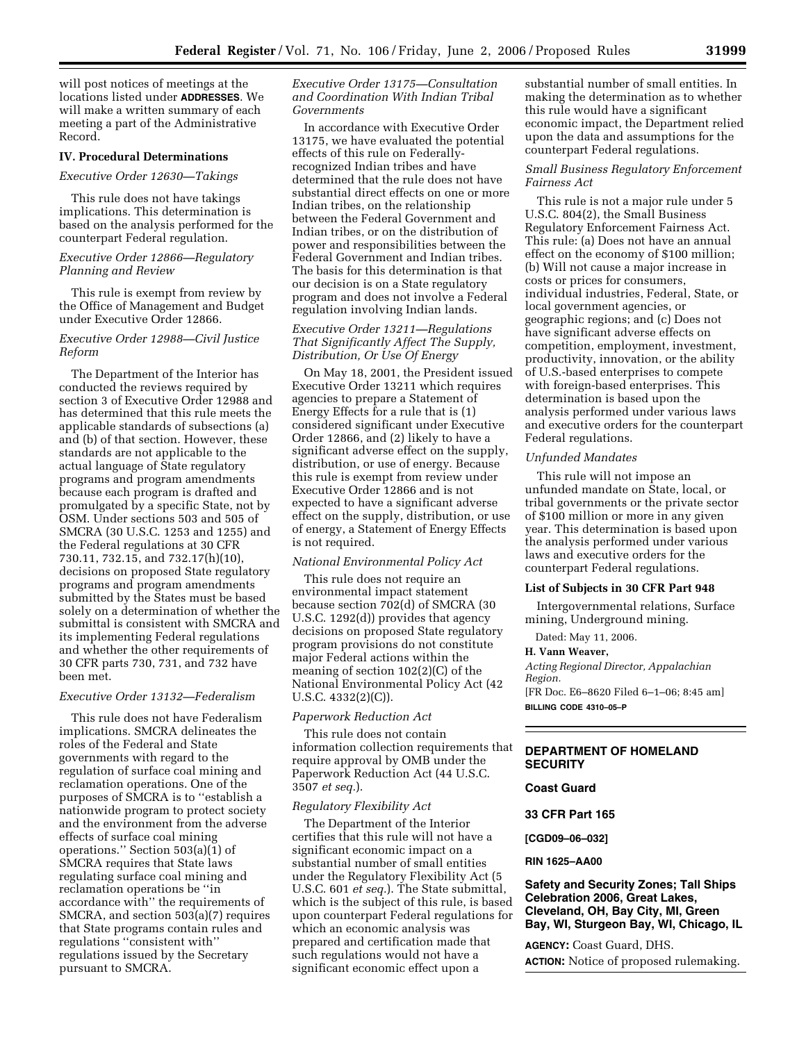will post notices of meetings at the locations listed under **ADDRESSES**. We will make a written summary of each meeting a part of the Administrative Record.

### IV. Procedural Determinations

*Executive Order 12630—Takings*

This rule does not have takings implications. This determination is based on the analysis performed for the counterpart Federal regulation.

*Executive Order 12866—Regulatory Planning and Review*

This rule is exempt from review by the Office of Management and Budget under Executive Order 12866.

*Executive Order 12988—Civil Justice Reform*

The Department of the Interior has conducted the reviews required by section 3 of Executive Order 12988 and has determined that this rule meets the applicable standards of subsections (a) and (b) of that section. However, these standards are not applicable to the actual language of State regulatory programs and program amendments because each program is drafted and promulgated by a specific State, not by OSM. Under sections 503 and 505 of SMCRA (30 U.S.C. 1253 and 1255) and the Federal regulations at 30 CFR 730.11, 732.15, and 732.17(h)(10), decisions on proposed State regulatory programs and program amendments submitted by the States must be based solely on a determination of whether the submittal is consistent with SMCRA and its implementing Federal regulations and whether the other requirements of 30 CFR parts 730, 731, and 732 have been met.

*Executive Order 13132—Federalism*

This rule does not have Federalism implications. SMCRA delineates the roles of the Federal and State governments with regard to the regulation of surface coal mining and reclamation operations. One of the purposes of SMCRA is to ''establish a nationwide program to protect society and the environment from the adverse effects of surface coal mining operations.'' Section 503(a)(1) of SMCRA requires that State laws regulating surface coal mining and reclamation operations be ''in accordance with'' the requirements of SMCRA, and section 503(a)(7) requires that State programs contain rules and regulations ''consistent with'' regulations issued by the Secretary pursuant to SMCRA.

*Executive Order 13175—Consultation and Coordination With Indian Tribal Governments*

In accordance with Executive Order 13175, we have evaluated the potential effects of this rule on Federally-recognized Indian tribes and have determined that the rule does not have substantial direct effects on one or more Indian tribes, on the relationship between the Federal Government and Indian tribes, or on the distribution of power and responsibilities between the Federal Government and Indian tribes. The basis for this determination is that our decision is on a State regulatory program and does not involve a Federal regulation involving Indian lands.

*Executive Order 13211—Regulations That Significantly Affect The Supply, Distribution, Or Use Of Energy*

On May 18, 2001, the President issued Executive Order 13211 which requires agencies to prepare a Statement of Energy Effects for a rule that is (1) considered significant under Executive Order 12866, and (2) likely to have a significant adverse effect on the supply, distribution, or use of energy. Because this rule is exempt from review under Executive Order 12866 and is not expected to have a significant adverse effect on the supply, distribution, or use of energy, a Statement of Energy Effects is not required.

*National Environmental Policy Act*

This rule does not require an environmental impact statement because section 702(d) of SMCRA (30 U.S.C. 1292(d)) provides that agency decisions on proposed State regulatory program provisions do not constitute major Federal actions within the meaning of section 102(2)(C) of the National Environmental Policy Act (42 U.S.C. 4332(2)(C)).

*Paperwork Reduction Act*

This rule does not contain information collection requirements that require approval by OMB under the Paperwork Reduction Act (44 U.S.C. 3507 *et seq.*).

*Regulatory Flexibility Act*

The Department of the Interior certifies that this rule will not have a significant economic impact on a substantial number of small entities under the Regulatory Flexibility Act (5 U.S.C. 601 *et seq.*). The State submittal, which is the subject of this rule, is based upon counterpart Federal regulations for which an economic analysis was prepared and certification made that such regulations would not have a significant economic effect upon a substantial number of small entities. In making the determination as to whether this rule would have a significant economic impact, the Department relied upon the data and assumptions for the counterpart Federal regulations.

*Small Business Regulatory Enforcement Fairness Act*

This rule is not a major rule under 5 U.S.C. 804(2), the Small Business Regulatory Enforcement Fairness Act. This rule: (a) Does not have an annual effect on the economy of $100 million; (b) Will not cause a major increase in costs or prices for consumers, individual industries, Federal, State, or local government agencies, or geographic regions; and (c) Does not have significant adverse effects on competition, employment, investment, productivity, innovation, or the ability of U.S.-based enterprises to compete with foreign-based enterprises. This determination is based upon the analysis performed under various laws and executive orders for the counterpart Federal regulations.

*Unfunded Mandates*

This rule will not impose an unfunded mandate on State, local, or tribal governments or the private sector of $100 million or more in any given year. This determination is based upon the analysis performed under various laws and executive orders for the counterpart Federal regulations.

### List of Subjects in 30 CFR Part 948

Intergovernmental relations, Surface mining, Underground mining.

Dated: May 11, 2006.

**H. Vann Weaver,**

*Acting Regional Director, Appalachian Region.*

[FR Doc. E6–8620 Filed 6–1–06; 8:45 am]

**BILLING CODE 4310–05–P**

---

## DEPARTMENT OF HOMELAND SECURITY

### Coast Guard

### 33 CFR Part 165

**[CGD09–06–032]**

**RIN 1625–AA00**

## Safety and Security Zones; Tall Ships Celebration 2006, Great Lakes, Cleveland, OH, Bay City, MI, Green Bay, WI, Sturgeon Bay, WI, Chicago, IL

**AGENCY:** Coast Guard, DHS.

**ACTION:** Notice of proposed rulemaking.